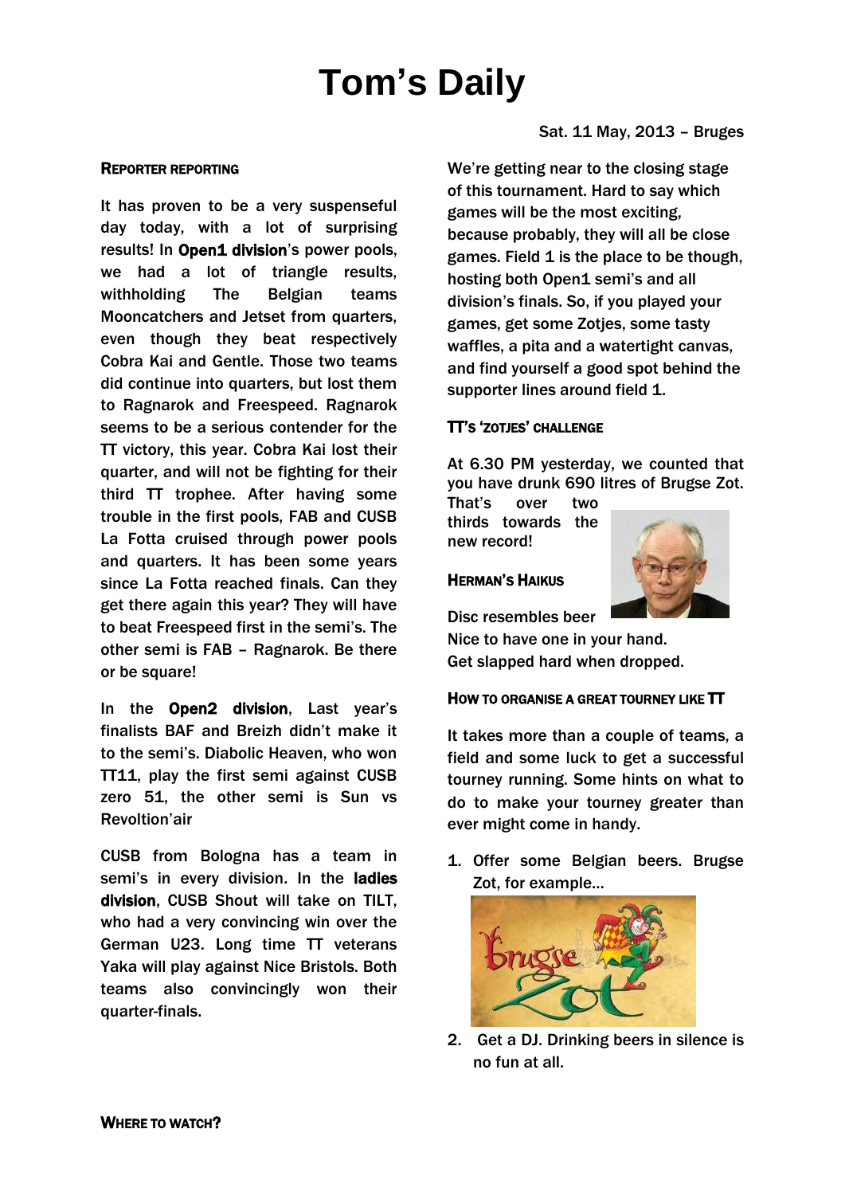# Tom's Daily

Sat. 11 May, 2013 – Bruges

## Reporter reporting

It has proven to be a very suspenseful day today, with a lot of surprising results! In **Open1 division**'s power pools, we had a lot of triangle results, withholding The Belgian teams Mooncatchers and Jetset from quarters, even though they beat respectively Cobra Kai and Gentle. Those two teams did continue into quarters, but lost them to Ragnarok and Freespeed. Ragnarok seems to be a serious contender for the TT victory, this year. Cobra Kai lost their quarter, and will not be fighting for their third TT trophee. After having some trouble in the first pools, FAB and CUSB La Fotta cruised through power pools and quarters. It has been some years since La Fotta reached finals. Can they get there again this year? They will have to beat Freespeed first in the semi's. The other semi is FAB – Ragnarok. Be there or be square!

In the **Open2 division**, Last year's finalists BAF and Breizh didn't make it to the semi's. Diabolic Heaven, who won TT11, play the first semi against CUSB zero 51, the other semi is Sun vs Revoltion'air

CUSB from Bologna has a team in semi's in every division. In the **ladies division**, CUSB Shout will take on TILT, who had a very convincing win over the German U23. Long time TT veterans Yaka will play against Nice Bristols. Both teams also convincingly won their quarter-finals.

## Where to watch?

We're getting near to the closing stage of this tournament. Hard to say which games will be the most exciting, because probably, they will all be close games. Field 1 is the place to be though, hosting both Open1 semi's and all division's finals. So, if you played your games, get some Zotjes, some tasty waffles, a pita and a watertight canvas, and find yourself a good spot behind the supporter lines around field 1.

## TT's 'Zotjes' challenge

At 6.30 PM yesterday, we counted that you have drunk 690 litres of Brugse Zot. That's over two thirds towards the new record!

## Herman's Haikus

Disc resembles beer
Nice to have one in your hand.
Get slapped hard when dropped.

## How to organise a great tourney like TT

It takes more than a couple of teams, a field and some luck to get a successful tourney running. Some hints on what to do to make your tourney greater than ever might come in handy.

1. Offer some Belgian beers. Brugse Zot, for example…
2. Get a DJ. Drinking beers in silence is no fun at all.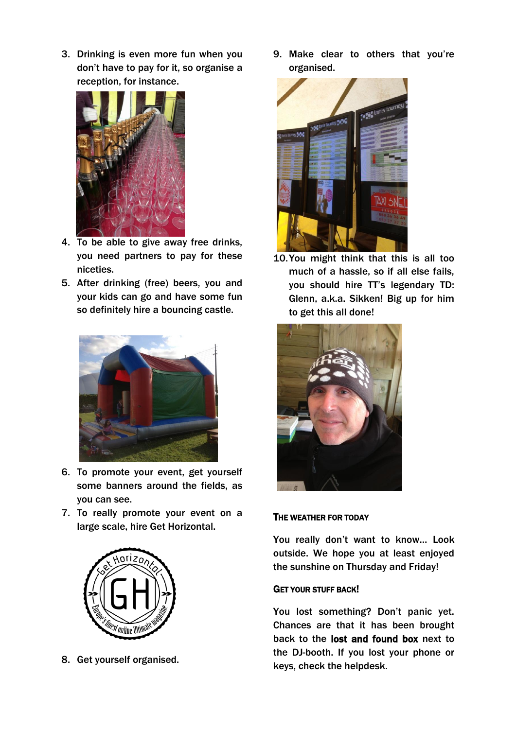3. Drinking is even more fun when you don't have to pay for it, so organise a reception, for instance.
4. To be able to give away free drinks, you need partners to pay for these niceties.
5. After drinking (free) beers, you and your kids can go and have some fun so definitely hire a bouncing castle.
6. To promote your event, get yourself some banners around the fields, as you can see.
7. To really promote your event on a large scale, hire Get Horizontal.
8. Get yourself organised.
9. Make clear to others that you're organised.
10. You might think that this is all too much of a hassle, so if all else fails, you should hire TT's legendary TD: Glenn, a.k.a. Sikken! Big up for him to get this all done!

### The weather for today

You really don't want to know… Look outside. We hope you at least enjoyed the sunshine on Thursday and Friday!

### Get your stuff back!

You lost something? Don't panic yet. Chances are that it has been brought back to the **lost and found box** next to the DJ-booth. If you lost your phone or keys, check the helpdesk.